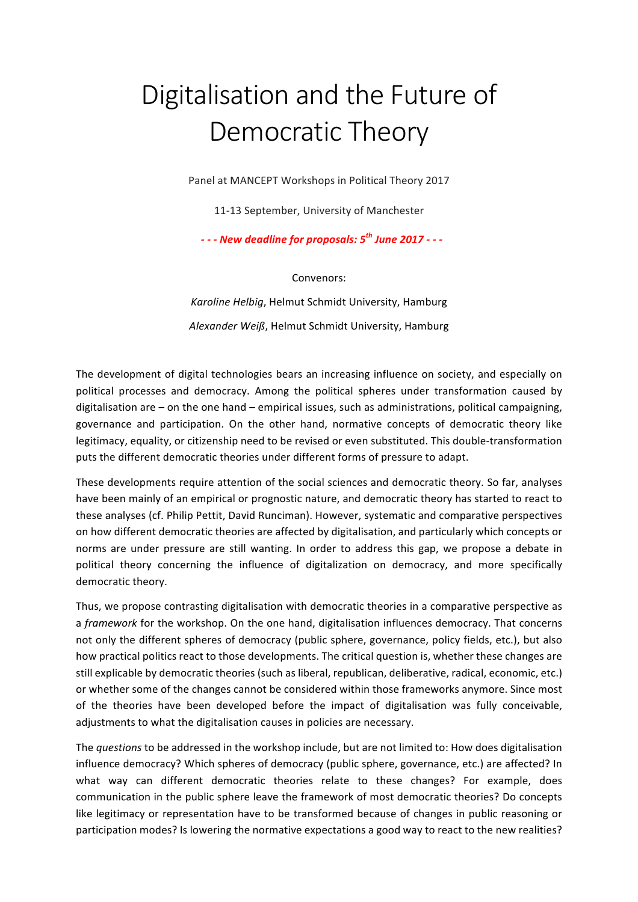# Digitalisation and the Future of Democratic Theory

Panel at MANCEPT Workshops in Political Theory 2017

11-13 September, University of Manchester

***- - - New deadline for proposals: 5th June 2017 - - -***

Convenors:

*Karoline Helbig*, Helmut Schmidt University, Hamburg

*Alexander Weiß*, Helmut Schmidt University, Hamburg

The development of digital technologies bears an increasing influence on society, and especially on political processes and democracy. Among the political spheres under transformation caused by digitalisation are – on the one hand – empirical issues, such as administrations, political campaigning, governance and participation. On the other hand, normative concepts of democratic theory like legitimacy, equality, or citizenship need to be revised or even substituted. This double-transformation puts the different democratic theories under different forms of pressure to adapt.

These developments require attention of the social sciences and democratic theory. So far, analyses have been mainly of an empirical or prognostic nature, and democratic theory has started to react to these analyses (cf. Philip Pettit, David Runciman). However, systematic and comparative perspectives on how different democratic theories are affected by digitalisation, and particularly which concepts or norms are under pressure are still wanting. In order to address this gap, we propose a debate in political theory concerning the influence of digitalization on democracy, and more specifically democratic theory.

Thus, we propose contrasting digitalisation with democratic theories in a comparative perspective as a *framework* for the workshop. On the one hand, digitalisation influences democracy. That concerns not only the different spheres of democracy (public sphere, governance, policy fields, etc.), but also how practical politics react to those developments. The critical question is, whether these changes are still explicable by democratic theories (such as liberal, republican, deliberative, radical, economic, etc.) or whether some of the changes cannot be considered within those frameworks anymore. Since most of the theories have been developed before the impact of digitalisation was fully conceivable, adjustments to what the digitalisation causes in policies are necessary.

The *questions* to be addressed in the workshop include, but are not limited to: How does digitalisation influence democracy? Which spheres of democracy (public sphere, governance, etc.) are affected? In what way can different democratic theories relate to these changes? For example, does communication in the public sphere leave the framework of most democratic theories? Do concepts like legitimacy or representation have to be transformed because of changes in public reasoning or participation modes? Is lowering the normative expectations a good way to react to the new realities?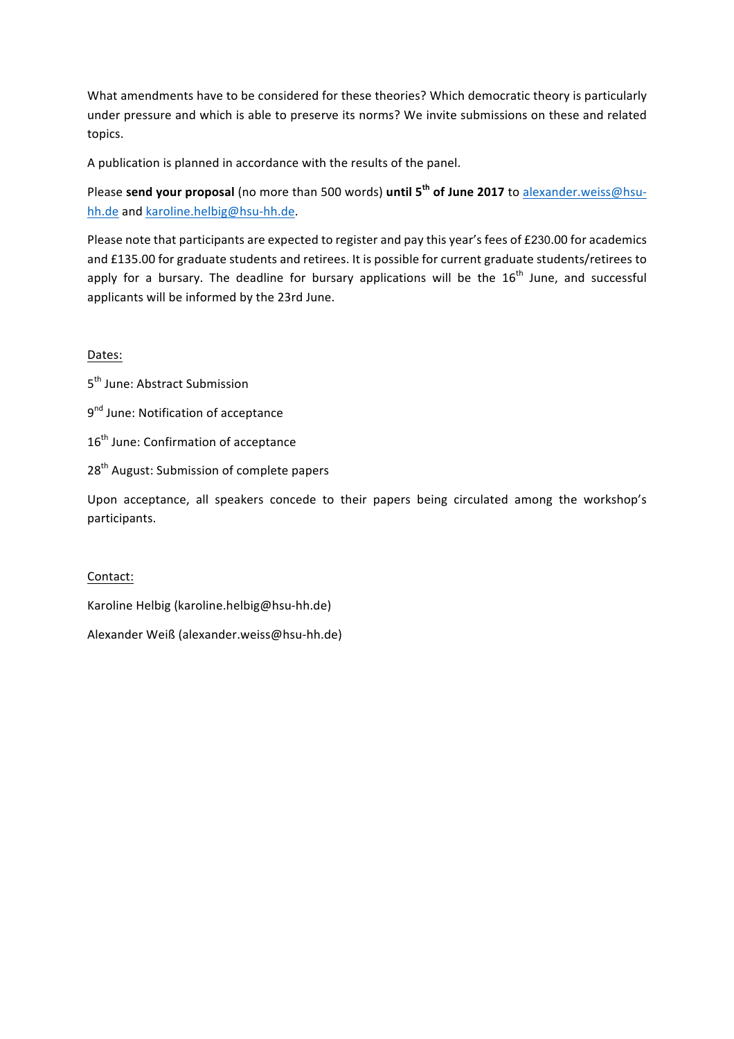What amendments have to be considered for these theories? Which democratic theory is particularly under pressure and which is able to preserve its norms? We invite submissions on these and related topics.

A publication is planned in accordance with the results of the panel.

Please **send your proposal** (no more than 500 words) **until 5th of June 2017** to alexander.weiss@hsu-hh.de and karoline.helbig@hsu-hh.de.

Please note that participants are expected to register and pay this year's fees of £230.00 for academics and £135.00 for graduate students and retirees. It is possible for current graduate students/retirees to apply for a bursary. The deadline for bursary applications will be the 16th June, and successful applicants will be informed by the 23rd June.

Dates:

5th June: Abstract Submission

9nd June: Notification of acceptance

16th June: Confirmation of acceptance

28th August: Submission of complete papers

Upon acceptance, all speakers concede to their papers being circulated among the workshop's participants.

Contact:

Karoline Helbig (karoline.helbig@hsu-hh.de)

Alexander Weiß (alexander.weiss@hsu-hh.de)